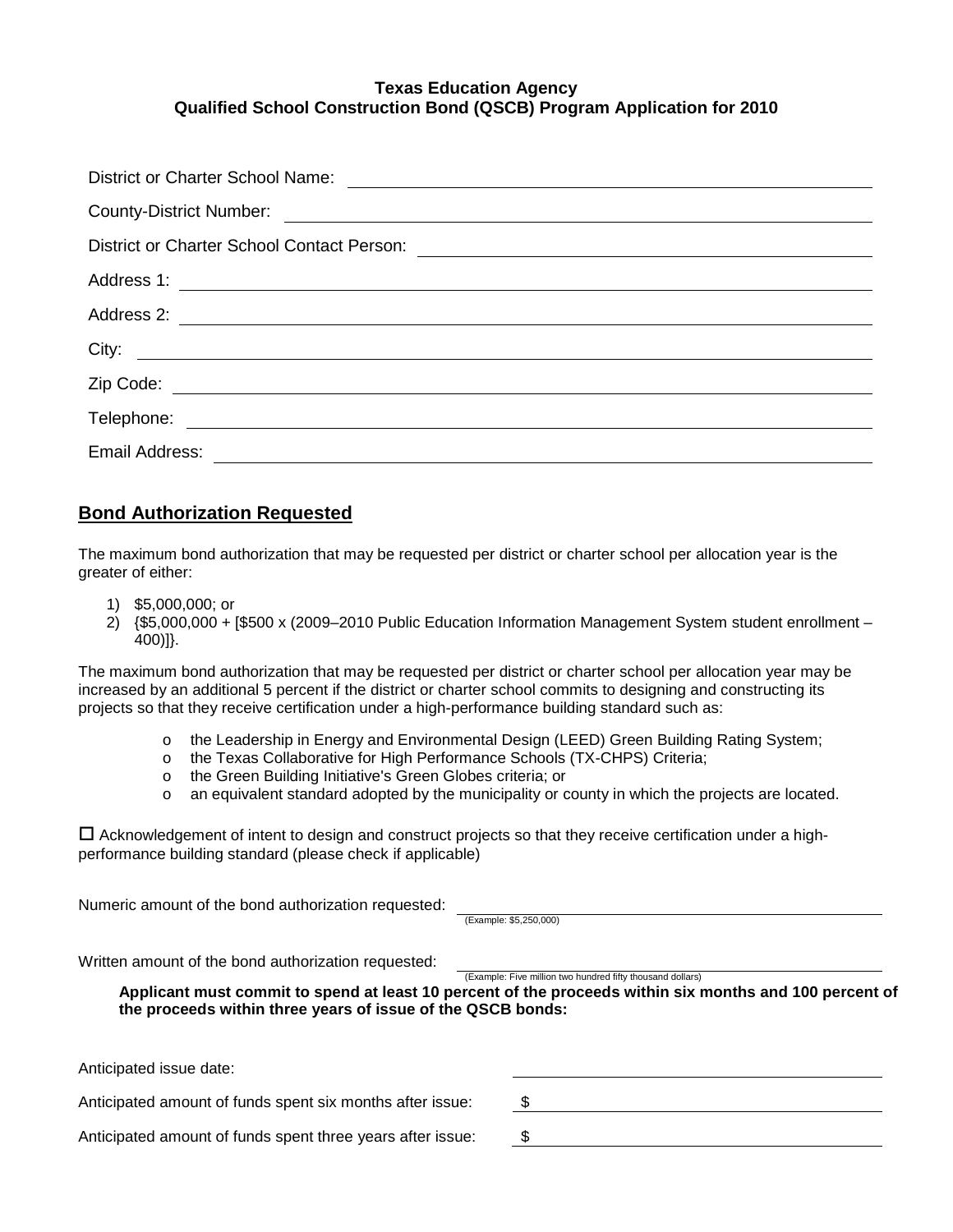**Texas Education Agency**
**Qualified School Construction Bond (QSCB) Program Application for 2010**

District or Charter School Name: ______________________________

County-District Number: ______________________________

District or Charter School Contact Person: ______________________________

Address 1: ______________________________

Address 2: ______________________________

City: ______________________________

Zip Code: ______________________________

Telephone: ______________________________

Email Address: ______________________________

## Bond Authorization Requested

The maximum bond authorization that may be requested per district or charter school per allocation year is the greater of either:

1) $5,000,000; or
2) {$5,000,000 + [$500 x (2009–2010 Public Education Information Management System student enrollment – 400)]}.

The maximum bond authorization that may be requested per district or charter school per allocation year may be increased by an additional 5 percent if the district or charter school commits to designing and constructing its projects so that they receive certification under a high-performance building standard such as:

- the Leadership in Energy and Environmental Design (LEED) Green Building Rating System;
- the Texas Collaborative for High Performance Schools (TX-CHPS) Criteria;
- the Green Building Initiative's Green Globes criteria; or
- an equivalent standard adopted by the municipality or county in which the projects are located.

☐ Acknowledgement of intent to design and construct projects so that they receive certification under a high-performance building standard (please check if applicable)

Numeric amount of the bond authorization requested: ______________________________
(Example: $5,250,000)

Written amount of the bond authorization requested: ______________________________
(Example: Five million two hundred fifty thousand dollars)

**Applicant must commit to spend at least 10 percent of the proceeds within six months and 100 percent of the proceeds within three years of issue of the QSCB bonds:**

Anticipated issue date: ______________________________

Anticipated amount of funds spent six months after issue: $ ______________________________

Anticipated amount of funds spent three years after issue: $ ______________________________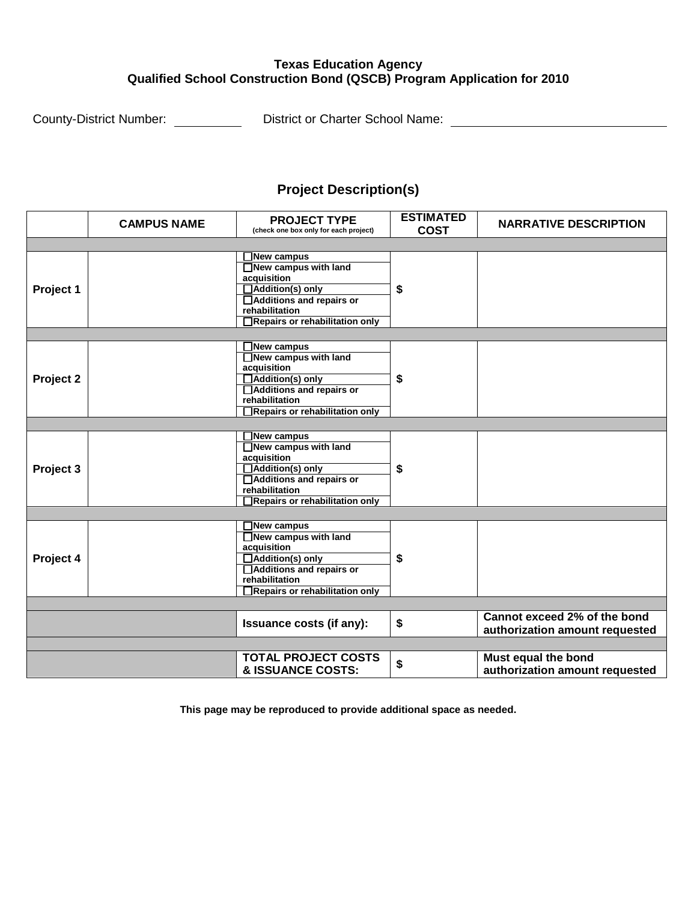**Texas Education Agency**
**Qualified School Construction Bond (QSCB) Program Application for 2010**

County-District Number: __________ District or Charter School Name: ______________________________

## Project Description(s)

| | CAMPUS NAME | PROJECT TYPE (check one box only for each project) | ESTIMATED COST | NARRATIVE DESCRIPTION |
|---|---|---|---|---|
| **Project 1** | | ☐ New campus<br>☐ New campus with land acquisition<br>☐ Addition(s) only<br>☐ Additions and repairs or rehabilitation<br>☐ Repairs or rehabilitation only | $ | |
| **Project 2** | | ☐ New campus<br>☐ New campus with land acquisition<br>☐ Addition(s) only<br>☐ Additions and repairs or rehabilitation<br>☐ Repairs or rehabilitation only | $ | |
| **Project 3** | | ☐ New campus<br>☐ New campus with land acquisition<br>☐ Addition(s) only<br>☐ Additions and repairs or rehabilitation<br>☐ Repairs or rehabilitation only | $ | |
| **Project 4** | | ☐ New campus<br>☐ New campus with land acquisition<br>☐ Addition(s) only<br>☐ Additions and repairs or rehabilitation<br>☐ Repairs or rehabilitation only | $ | |
| | | **Issuance costs (if any):** | $ | **Cannot exceed 2% of the bond authorization amount requested** |
| | | **TOTAL PROJECT COSTS & ISSUANCE COSTS:** | $ | **Must equal the bond authorization amount requested** |

**This page may be reproduced to provide additional space as needed.**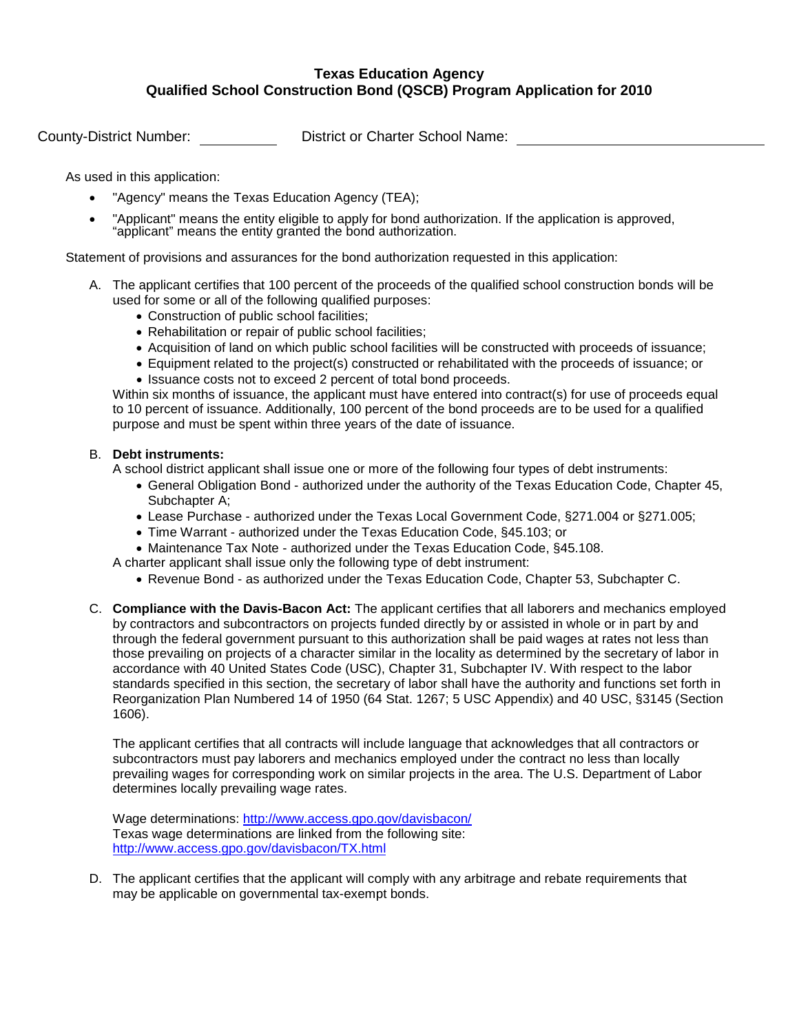# Texas Education Agency
## Qualified School Construction Bond (QSCB) Program Application for 2010

County-District Number: __________ District or Charter School Name: ______________________________

As used in this application:

- "Agency" means the Texas Education Agency (TEA);
- "Applicant" means the entity eligible to apply for bond authorization. If the application is approved, "applicant" means the entity granted the bond authorization.

Statement of provisions and assurances for the bond authorization requested in this application:

A. The applicant certifies that 100 percent of the proceeds of the qualified school construction bonds will be used for some or all of the following qualified purposes:
   - Construction of public school facilities;
   - Rehabilitation or repair of public school facilities;
   - Acquisition of land on which public school facilities will be constructed with proceeds of issuance;
   - Equipment related to the project(s) constructed or rehabilitated with the proceeds of issuance; or
   - Issuance costs not to exceed 2 percent of total bond proceeds.

   Within six months of issuance, the applicant must have entered into contract(s) for use of proceeds equal to 10 percent of issuance. Additionally, 100 percent of the bond proceeds are to be used for a qualified purpose and must be spent within three years of the date of issuance.

B. **Debt instruments:**
   A school district applicant shall issue one or more of the following four types of debt instruments:
   - General Obligation Bond - authorized under the authority of the Texas Education Code, Chapter 45, Subchapter A;
   - Lease Purchase - authorized under the Texas Local Government Code, §271.004 or §271.005;
   - Time Warrant - authorized under the Texas Education Code, §45.103; or
   - Maintenance Tax Note - authorized under the Texas Education Code, §45.108.

   A charter applicant shall issue only the following type of debt instrument:
   - Revenue Bond - as authorized under the Texas Education Code, Chapter 53, Subchapter C.

C. **Compliance with the Davis-Bacon Act:** The applicant certifies that all laborers and mechanics employed by contractors and subcontractors on projects funded directly by or assisted in whole or in part by and through the federal government pursuant to this authorization shall be paid wages at rates not less than those prevailing on projects of a character similar in the locality as determined by the secretary of labor in accordance with 40 United States Code (USC), Chapter 31, Subchapter IV. With respect to the labor standards specified in this section, the secretary of labor shall have the authority and functions set forth in Reorganization Plan Numbered 14 of 1950 (64 Stat. 1267; 5 USC Appendix) and 40 USC, §3145 (Section 1606).

   The applicant certifies that all contracts will include language that acknowledges that all contractors or subcontractors must pay laborers and mechanics employed under the contract no less than locally prevailing wages for corresponding work on similar projects in the area. The U.S. Department of Labor determines locally prevailing wage rates.

   Wage determinations: http://www.access.gpo.gov/davisbacon/
   Texas wage determinations are linked from the following site:
   http://www.access.gpo.gov/davisbacon/TX.html

D. The applicant certifies that the applicant will comply with any arbitrage and rebate requirements that may be applicable on governmental tax-exempt bonds.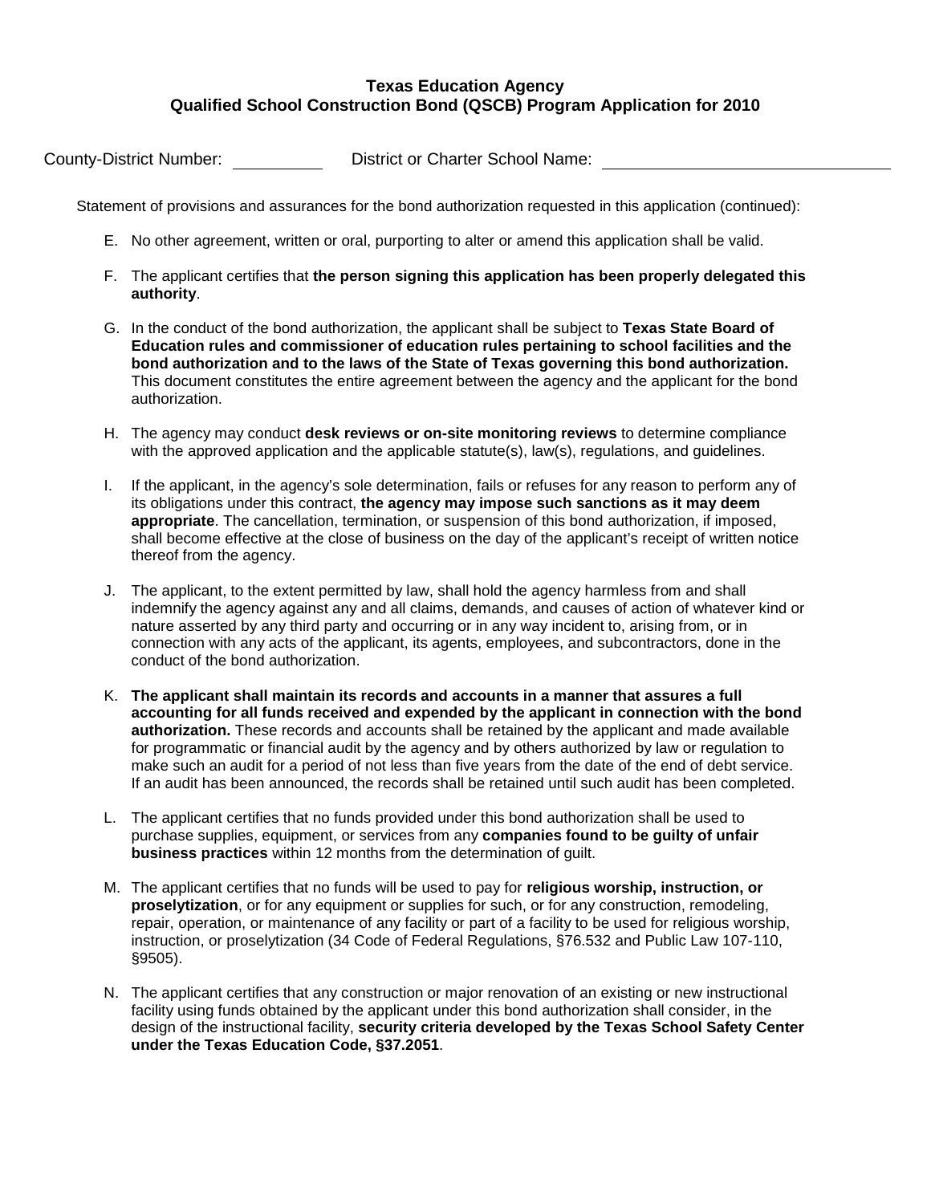**Texas Education Agency**
**Qualified School Construction Bond (QSCB) Program Application for 2010**

County-District Number: \_\_\_\_\_\_\_\_\_\_ District or Charter School Name: \_\_\_\_\_\_\_\_\_\_\_\_\_\_\_\_\_\_\_\_\_\_\_\_\_\_\_\_\_\_

Statement of provisions and assurances for the bond authorization requested in this application (continued):

E. No other agreement, written or oral, purporting to alter or amend this application shall be valid.

F. The applicant certifies that **the person signing this application has been properly delegated this authority**.

G. In the conduct of the bond authorization, the applicant shall be subject to **Texas State Board of Education rules and commissioner of education rules pertaining to school facilities and the bond authorization and to the laws of the State of Texas governing this bond authorization.** This document constitutes the entire agreement between the agency and the applicant for the bond authorization.

H. The agency may conduct **desk reviews or on-site monitoring reviews** to determine compliance with the approved application and the applicable statute(s), law(s), regulations, and guidelines.

I. If the applicant, in the agency's sole determination, fails or refuses for any reason to perform any of its obligations under this contract, **the agency may impose such sanctions as it may deem appropriate**. The cancellation, termination, or suspension of this bond authorization, if imposed, shall become effective at the close of business on the day of the applicant's receipt of written notice thereof from the agency.

J. The applicant, to the extent permitted by law, shall hold the agency harmless from and shall indemnify the agency against any and all claims, demands, and causes of action of whatever kind or nature asserted by any third party and occurring or in any way incident to, arising from, or in connection with any acts of the applicant, its agents, employees, and subcontractors, done in the conduct of the bond authorization.

K. **The applicant shall maintain its records and accounts in a manner that assures a full accounting for all funds received and expended by the applicant in connection with the bond authorization.** These records and accounts shall be retained by the applicant and made available for programmatic or financial audit by the agency and by others authorized by law or regulation to make such an audit for a period of not less than five years from the date of the end of debt service. If an audit has been announced, the records shall be retained until such audit has been completed.

L. The applicant certifies that no funds provided under this bond authorization shall be used to purchase supplies, equipment, or services from any **companies found to be guilty of unfair business practices** within 12 months from the determination of guilt.

M. The applicant certifies that no funds will be used to pay for **religious worship, instruction, or proselytization**, or for any equipment or supplies for such, or for any construction, remodeling, repair, operation, or maintenance of any facility or part of a facility to be used for religious worship, instruction, or proselytization (34 Code of Federal Regulations, §76.532 and Public Law 107-110, §9505).

N. The applicant certifies that any construction or major renovation of an existing or new instructional facility using funds obtained by the applicant under this bond authorization shall consider, in the design of the instructional facility, **security criteria developed by the Texas School Safety Center under the Texas Education Code, §37.2051**.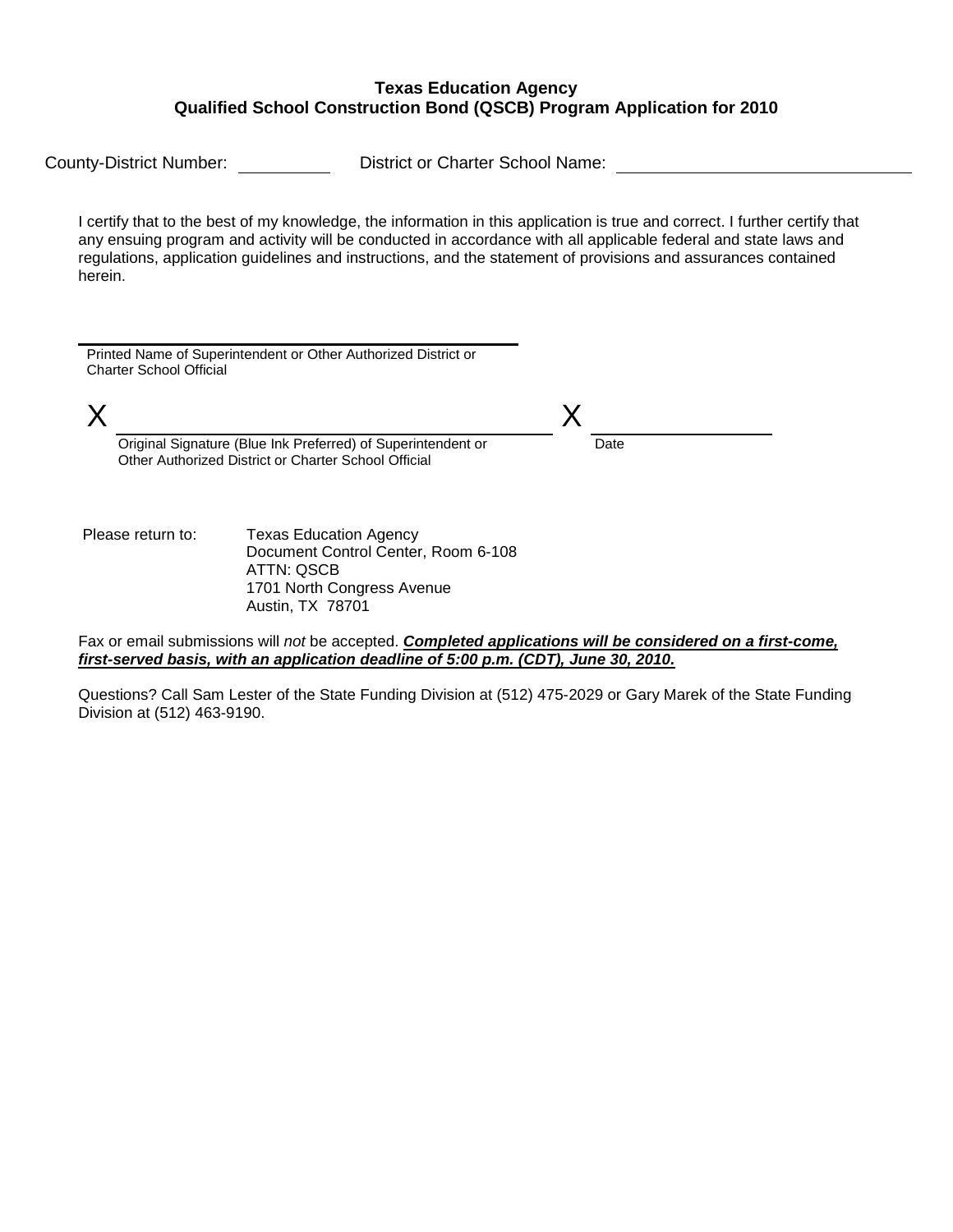**Texas Education Agency**
**Qualified School Construction Bond (QSCB) Program Application for 2010**

County-District Number: __________ District or Charter School Name: ______________________________

I certify that to the best of my knowledge, the information in this application is true and correct. I further certify that any ensuing program and activity will be conducted in accordance with all applicable federal and state laws and regulations, application guidelines and instructions, and the statement of provisions and assurances contained herein.

______________________________________________
Printed Name of Superintendent or Other Authorized District or Charter School Official

X ______________________________________________ X ____________________
Original Signature (Blue Ink Preferred) of Superintendent or Other Authorized District or Charter School Official — Date

Please return to: Texas Education Agency
Document Control Center, Room 6-108
ATTN: QSCB
1701 North Congress Avenue
Austin, TX 78701

Fax or email submissions will *not* be accepted. ***Completed applications will be considered on a first-come, first-served basis, with an application deadline of 5:00 p.m. (CDT), June 30, 2010.***

Questions? Call Sam Lester of the State Funding Division at (512) 475-2029 or Gary Marek of the State Funding Division at (512) 463-9190.